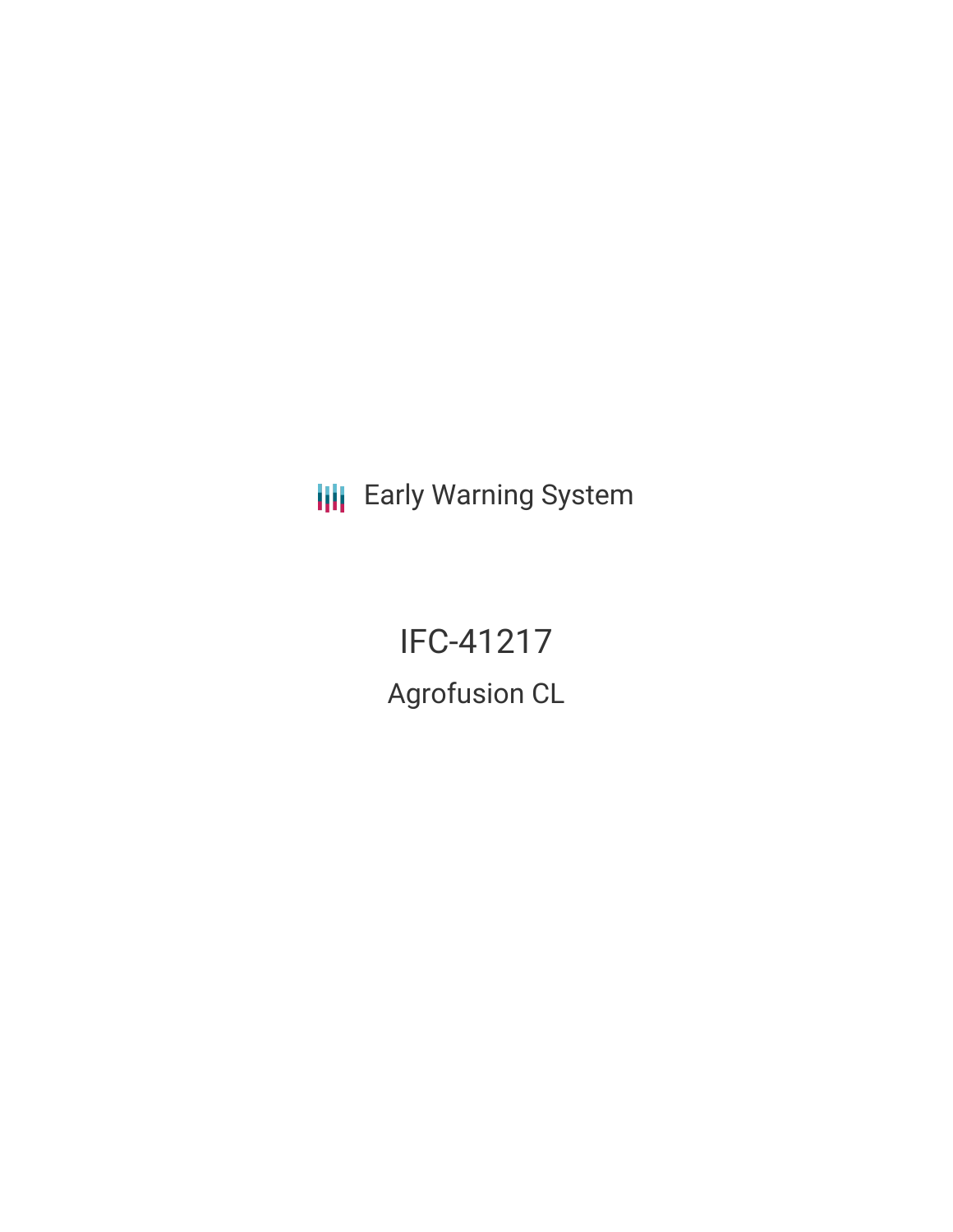Early Warning System

# IFC-41217

## Agrofusion CL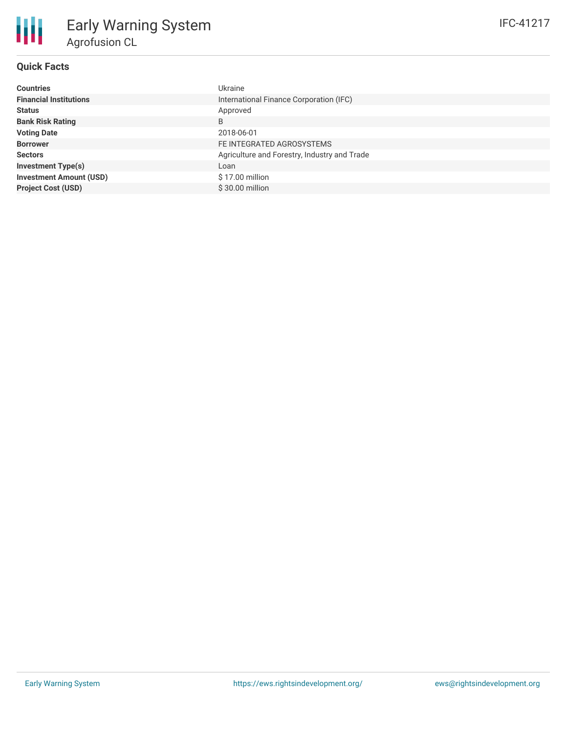# Early Warning System

## Agrofusion CL

IFC-41217

### Quick Facts

| | |
|---|---|
| **Countries** | Ukraine |
| **Financial Institutions** | International Finance Corporation (IFC) |
| **Status** | Approved |
| **Bank Risk Rating** | B |
| **Voting Date** | 2018-06-01 |
| **Borrower** | FE INTEGRATED AGROSYSTEMS |
| **Sectors** | Agriculture and Forestry, Industry and Trade |
| **Investment Type(s)** | Loan |
| **Investment Amount (USD)** | $ 17.00 million |
| **Project Cost (USD)** | $ 30.00 million |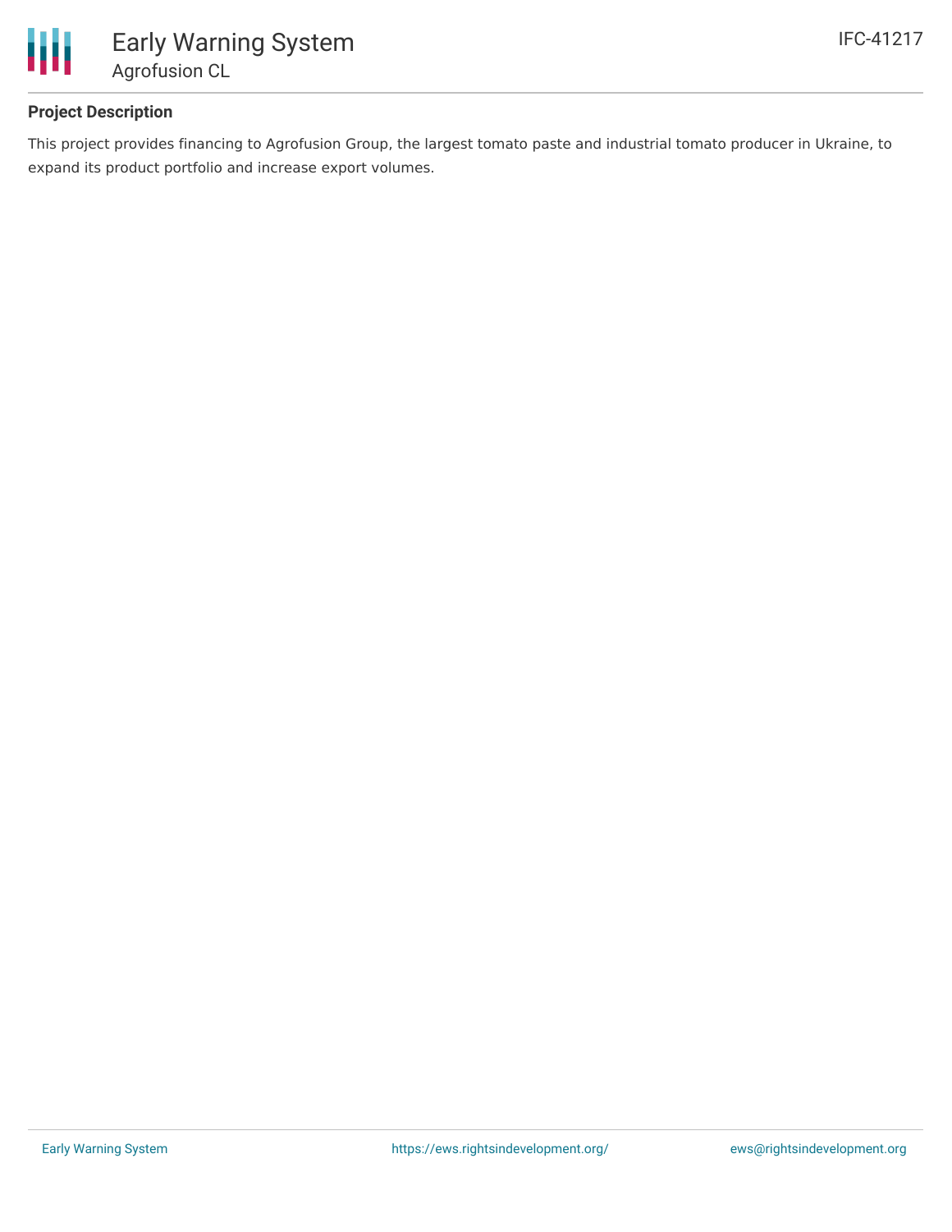### Project Description

This project provides financing to Agrofusion Group, the largest tomato paste and industrial tomato producer in Ukraine, to expand its product portfolio and increase export volumes.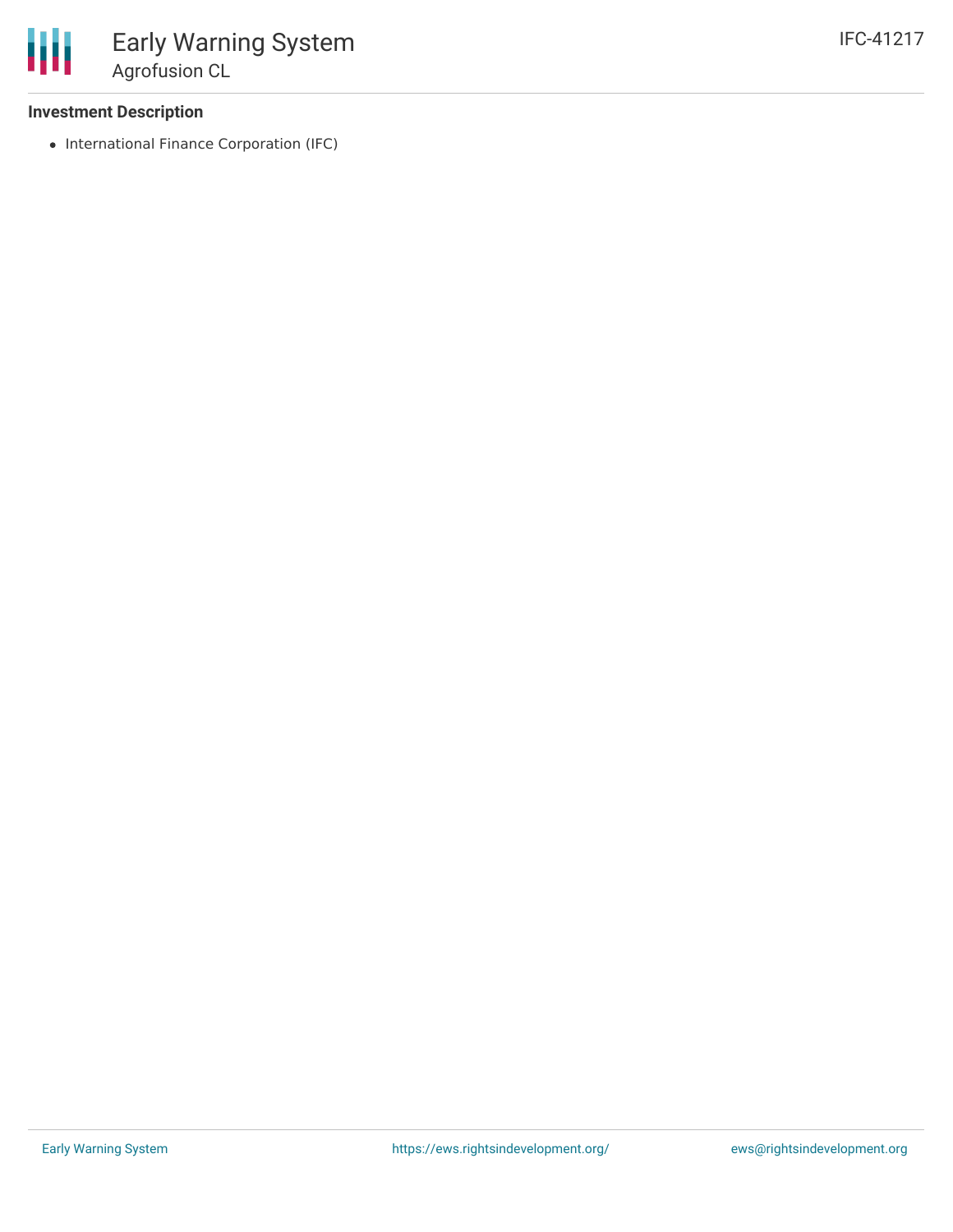### Investment Description

- International Finance Corporation (IFC)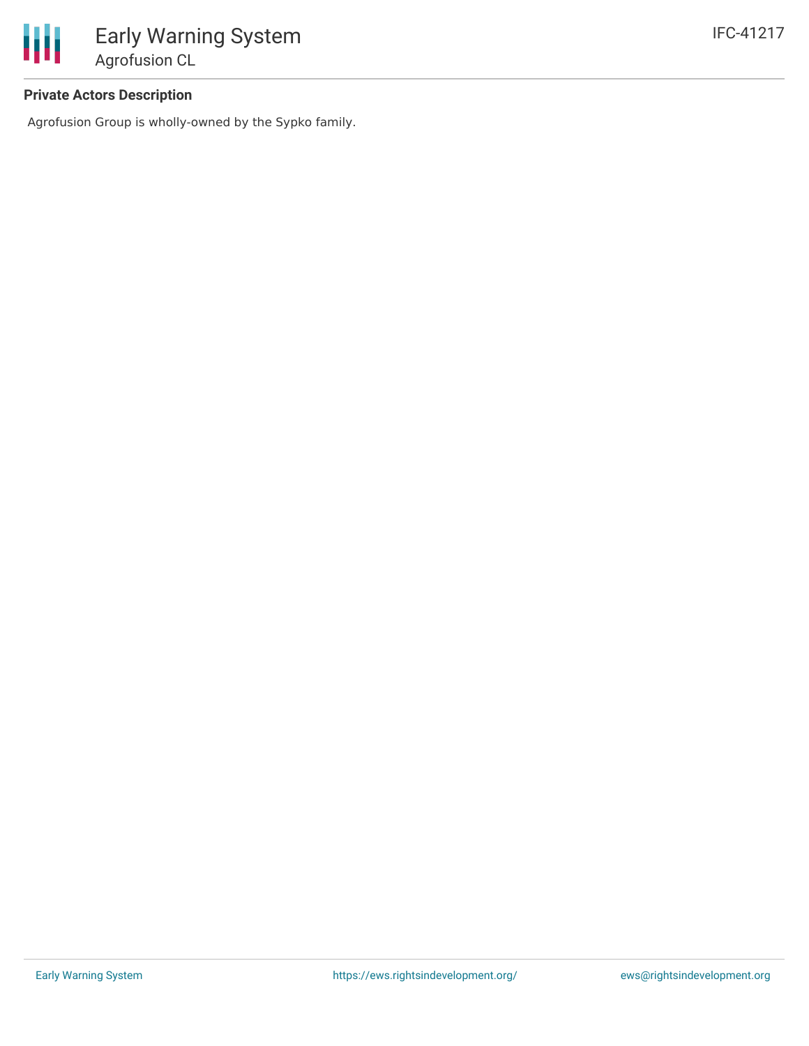**Private Actors Description**

Agrofusion Group is wholly-owned by the Sypko family.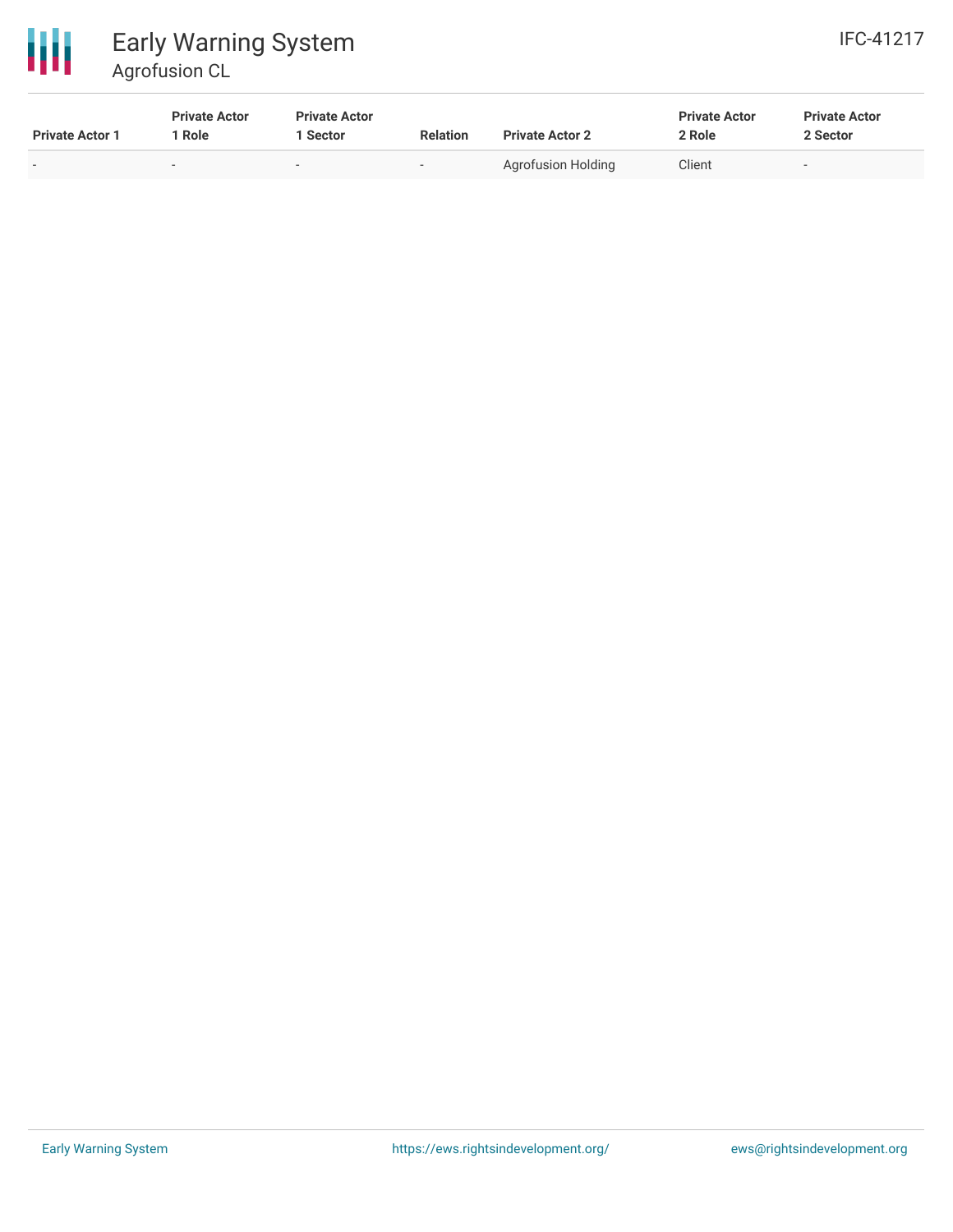| Private Actor 1 | Private Actor 1 Role | Private Actor 1 Sector | Relation | Private Actor 2 | Private Actor 2 Role | Private Actor 2 Sector |
|---|---|---|---|---|---|---|
| - | - | - | - | Agrofusion Holding | Client | - |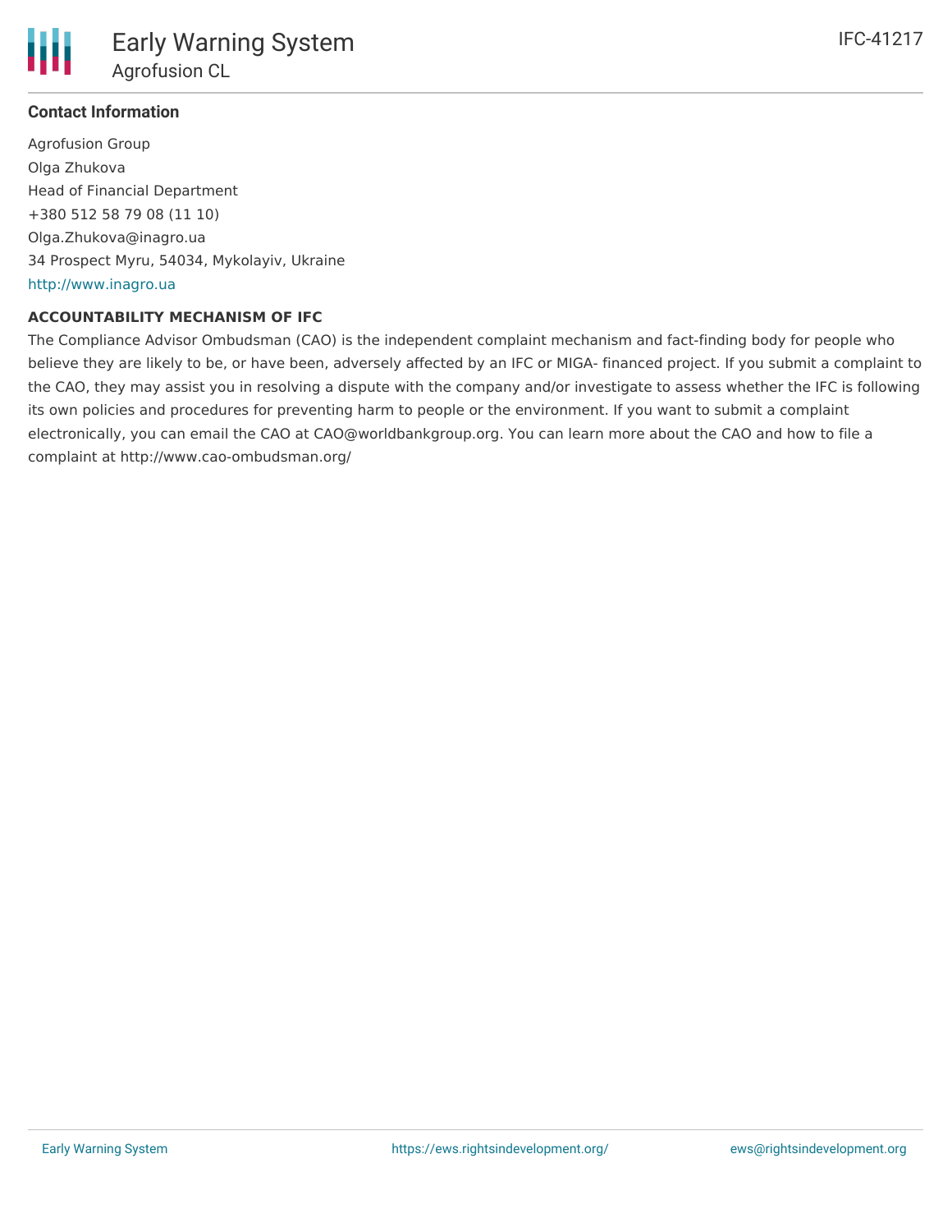### Contact Information

Agrofusion Group
Olga Zhukova
Head of Financial Department
+380 512 58 79 08 (11 10)
Olga.Zhukova@inagro.ua
34 Prospect Myru, 54034, Mykolayiv, Ukraine
http://www.inagro.ua

**ACCOUNTABILITY MECHANISM OF IFC**

The Compliance Advisor Ombudsman (CAO) is the independent complaint mechanism and fact-finding body for people who believe they are likely to be, or have been, adversely affected by an IFC or MIGA- financed project. If you submit a complaint to the CAO, they may assist you in resolving a dispute with the company and/or investigate to assess whether the IFC is following its own policies and procedures for preventing harm to people or the environment. If you want to submit a complaint electronically, you can email the CAO at CAO@worldbankgroup.org. You can learn more about the CAO and how to file a complaint at http://www.cao-ombudsman.org/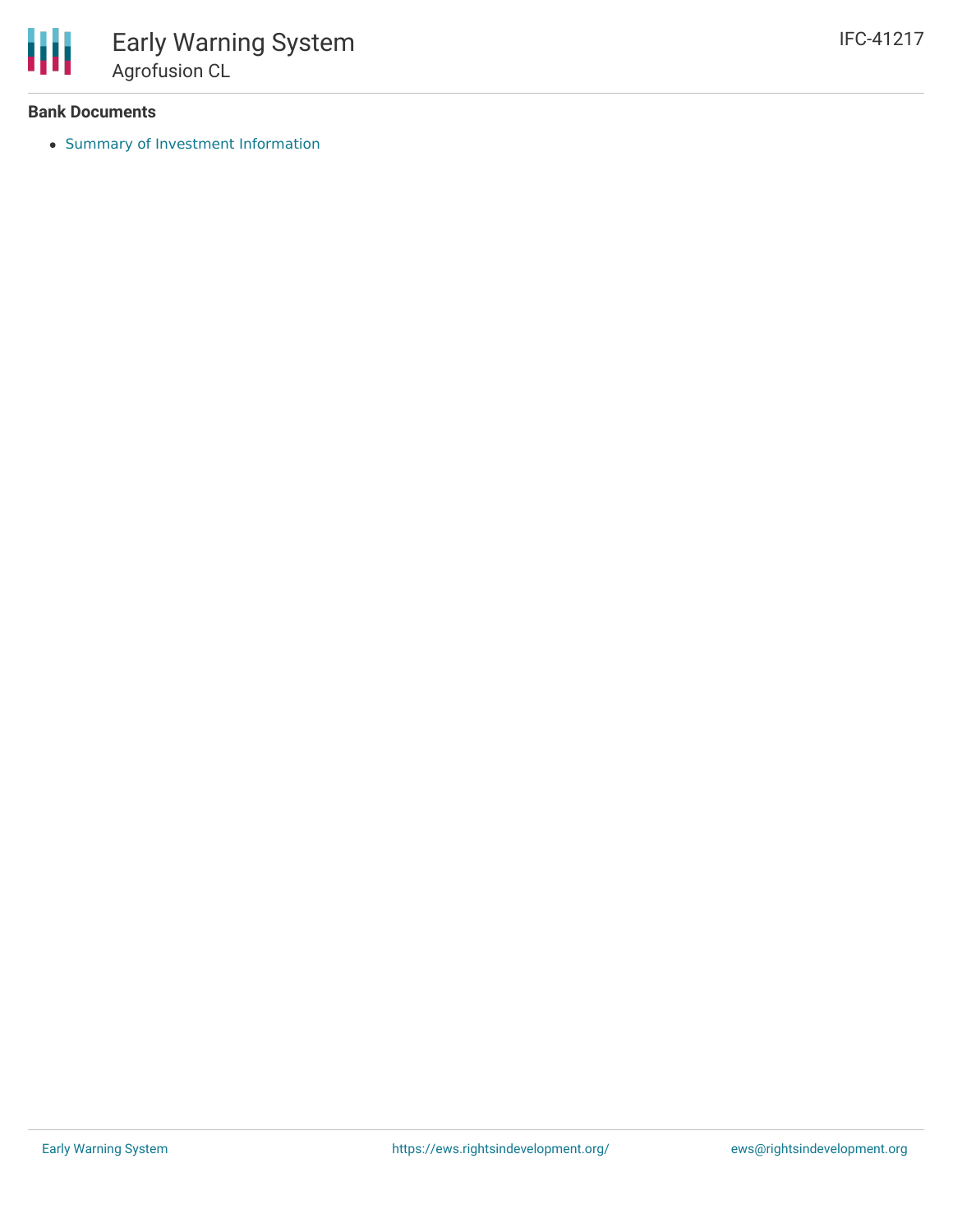**Bank Documents**

- Summary of Investment Information